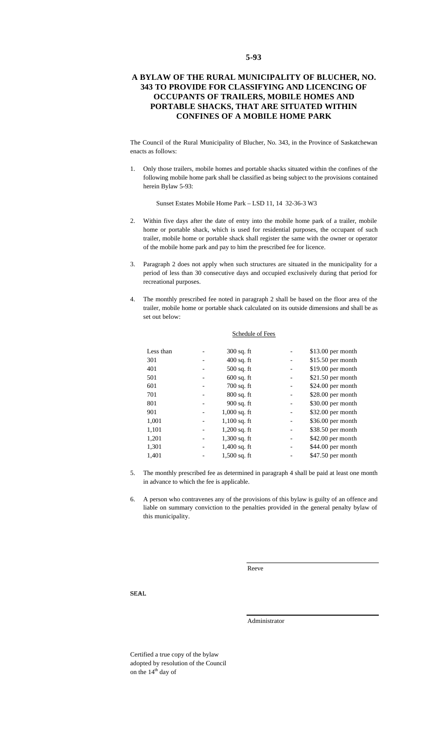**5-93**

# A BYLAW OF THE RURAL MUNICIPALITY OF BLUCHER, NO. 343 TO PROVIDE FOR CLASSIFYING AND LICENCING OF OCCUPANTS OF TRAILERS, MOBILE HOMES AND PORTABLE SHACKS, THAT ARE SITUATED WITHIN CONFINES OF A MOBILE HOME PARK

The Council of the Rural Municipality of Blucher, No. 343, in the Province of Saskatchewan enacts as follows:

1. Only those trailers, mobile homes and portable shacks situated within the confines of the following mobile home park shall be classified as being subject to the provisions contained herein Bylaw 5-93:

   Sunset Estates Mobile Home Park – LSD 11, 14 32-36-3 W3

2. Within five days after the date of entry into the mobile home park of a trailer, mobile home or portable shack, which is used for residential purposes, the occupant of such trailer, mobile home or portable shack shall register the same with the owner or operator of the mobile home park and pay to him the prescribed fee for licence.

3. Paragraph 2 does not apply when such structures are situated in the municipality for a period of less than 30 consecutive days and occupied exclusively during that period for recreational purposes.

4. The monthly prescribed fee noted in paragraph 2 shall be based on the floor area of the trailer, mobile home or portable shack calculated on its outside dimensions and shall be as set out below:

<u>Schedule of Fees</u>

| | | | | |
|---|---|---|---|---|
| Less than | - | 300 sq. ft | - | $13.00 per month |
| 301 | - | 400 sq. ft | - | $15.50 per month |
| 401 | - | 500 sq. ft | - | $19.00 per month |
| 501 | - | 600 sq. ft | - | $21.50 per month |
| 601 | - | 700 sq. ft | - | $24.00 per month |
| 701 | - | 800 sq. ft | - | $28.00 per month |
| 801 | - | 900 sq. ft | - | $30.00 per month |
| 901 | - | 1,000 sq. ft | - | $32.00 per month |
| 1,001 | - | 1,100 sq. ft | - | $36.00 per month |
| 1,101 | - | 1,200 sq. ft | - | $38.50 per month |
| 1,201 | - | 1,300 sq. ft | - | $42.00 per month |
| 1,301 | - | 1,400 sq. ft | - | $44.00 per month |
| 1,401 | - | 1,500 sq. ft | - | $47.50 per month |

5. The monthly prescribed fee as determined in paragraph 4 shall be paid at least one month in advance to which the fee is applicable.

6. A person who contravenes any of the provisions of this bylaw is guilty of an offence and liable on summary conviction to the penalties provided in the general penalty bylaw of this municipality.

Reeve

SEAL

Administrator

Certified a true copy of the bylaw adopted by resolution of the Council on the 14th day of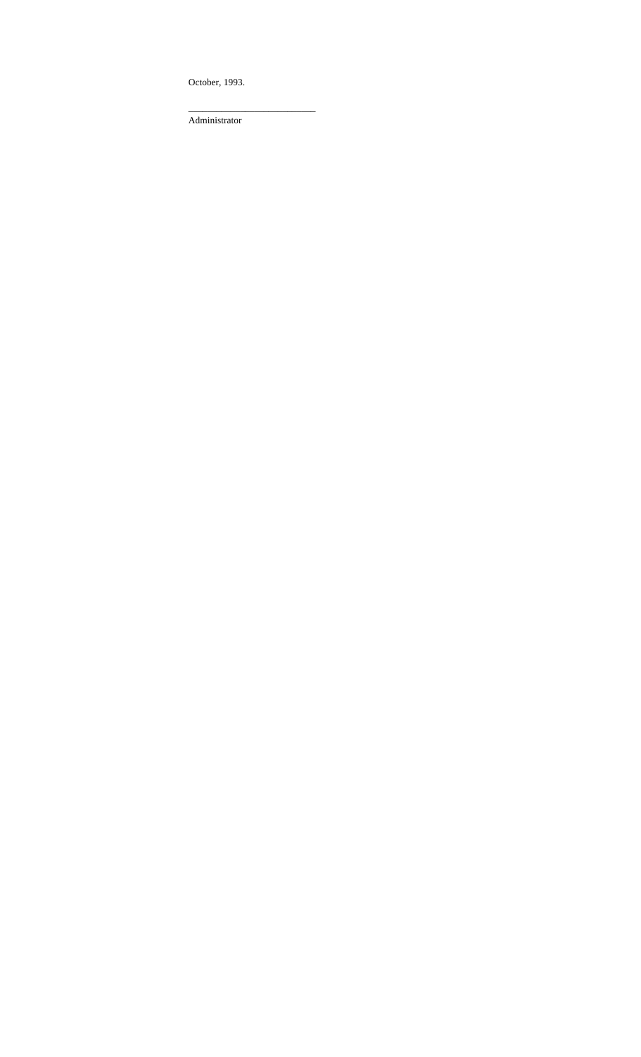October, 1993.

\_\_\_\_\_\_\_\_\_\_\_\_\_\_\_\_\_\_\_\_\_\_\_\_\_\_

Administrator